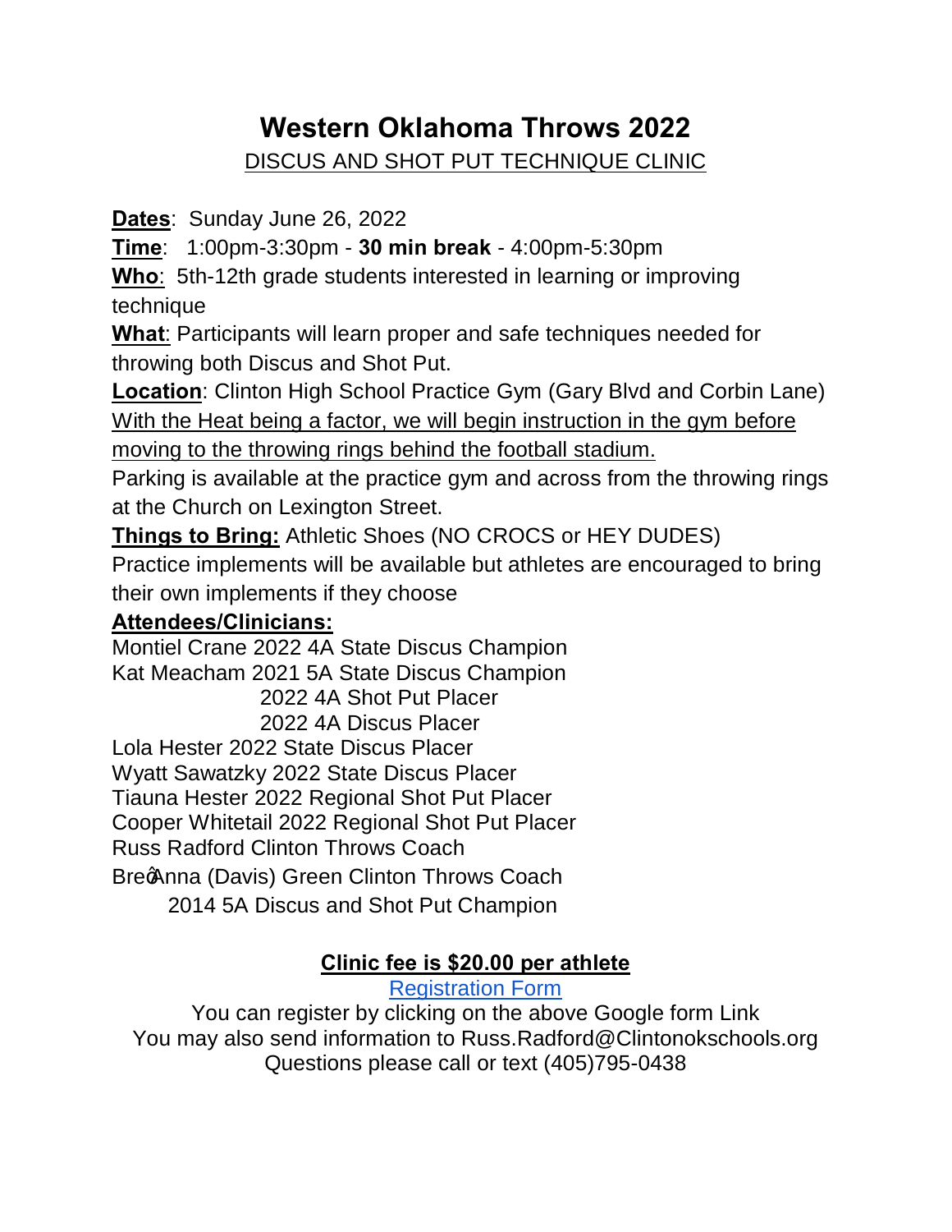# Western Oklahoma Throws 2022

## DISCUS AND SHOT PUT TECHNIQUE CLINIC

**Dates**: Sunday June 26, 2022

**Time**: 1:00pm-3:30pm - **30 min break** - 4:00pm-5:30pm

**Who**: 5th-12th grade students interested in learning or improving technique

**What**: Participants will learn proper and safe techniques needed for throwing both Discus and Shot Put.

**Location**: Clinton High School Practice Gym (Gary Blvd and Corbin Lane) With the Heat being a factor, we will begin instruction in the gym before moving to the throwing rings behind the football stadium.

Parking is available at the practice gym and across from the throwing rings at the Church on Lexington Street.

**Things to Bring:** Athletic Shoes (NO CROCS or HEY DUDES)

Practice implements will be available but athletes are encouraged to bring their own implements if they choose

**Attendees/Clinicians:**

Montiel Crane 2022 4A State Discus Champion
Kat Meacham 2021 5A State Discus Champion
2022 4A Shot Put Placer
2022 4A Discus Placer
Lola Hester 2022 State Discus Placer
Wyatt Sawatzky 2022 State Discus Placer
Tiauna Hester 2022 Regional Shot Put Placer
Cooper Whitetail 2022 Regional Shot Put Placer
Russ Radford Clinton Throws Coach
Bre�Anna (Davis) Green Clinton Throws Coach
2014 5A Discus and Shot Put Champion

**Clinic fee is $20.00 per athlete**

Registration Form

You can register by clicking on the above Google form Link
You may also send information to Russ.Radford@Clintonokschools.org
Questions please call or text (405)795-0438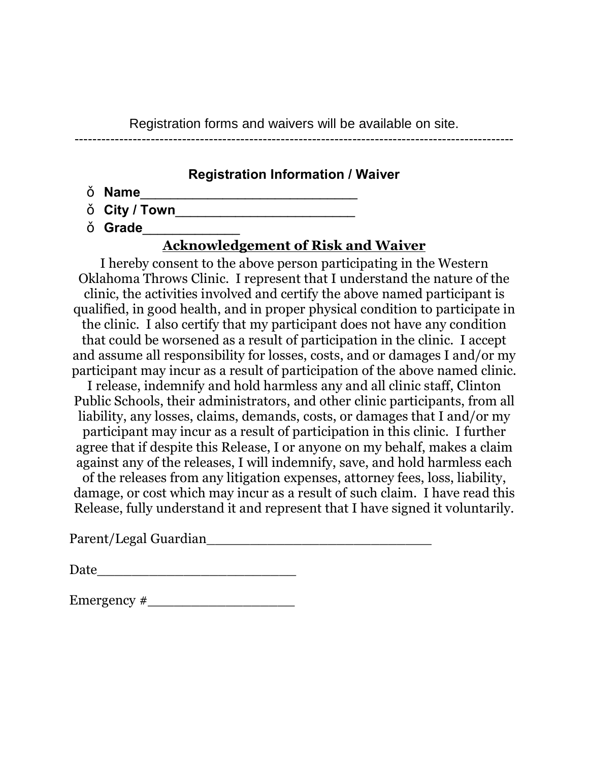Registration forms and waivers will be available on site.

---

### Registration Information / Waiver

- **Name____________________________**
- **City / Town_______________________**
- **Grade____________**

## Acknowledgement of Risk and Waiver

I hereby consent to the above person participating in the Western Oklahoma Throws Clinic. I represent that I understand the nature of the clinic, the activities involved and certify the above named participant is qualified, in good health, and in proper physical condition to participate in the clinic. I also certify that my participant does not have any condition that could be worsened as a result of participation in the clinic. I accept and assume all responsibility for losses, costs, and or damages I and/or my participant may incur as a result of participation of the above named clinic. I release, indemnify and hold harmless any and all clinic staff, Clinton Public Schools, their administrators, and other clinic participants, from all liability, any losses, claims, demands, costs, or damages that I and/or my participant may incur as a result of participation in this clinic. I further agree that if despite this Release, I or anyone on my behalf, makes a claim against any of the releases, I will indemnify, save, and hold harmless each of the releases from any litigation expenses, attorney fees, loss, liability, damage, or cost which may incur as a result of such claim. I have read this Release, fully understand it and represent that I have signed it voluntarily.

Parent/Legal Guardian____________________________

Date_________________________

Emergency #__________________